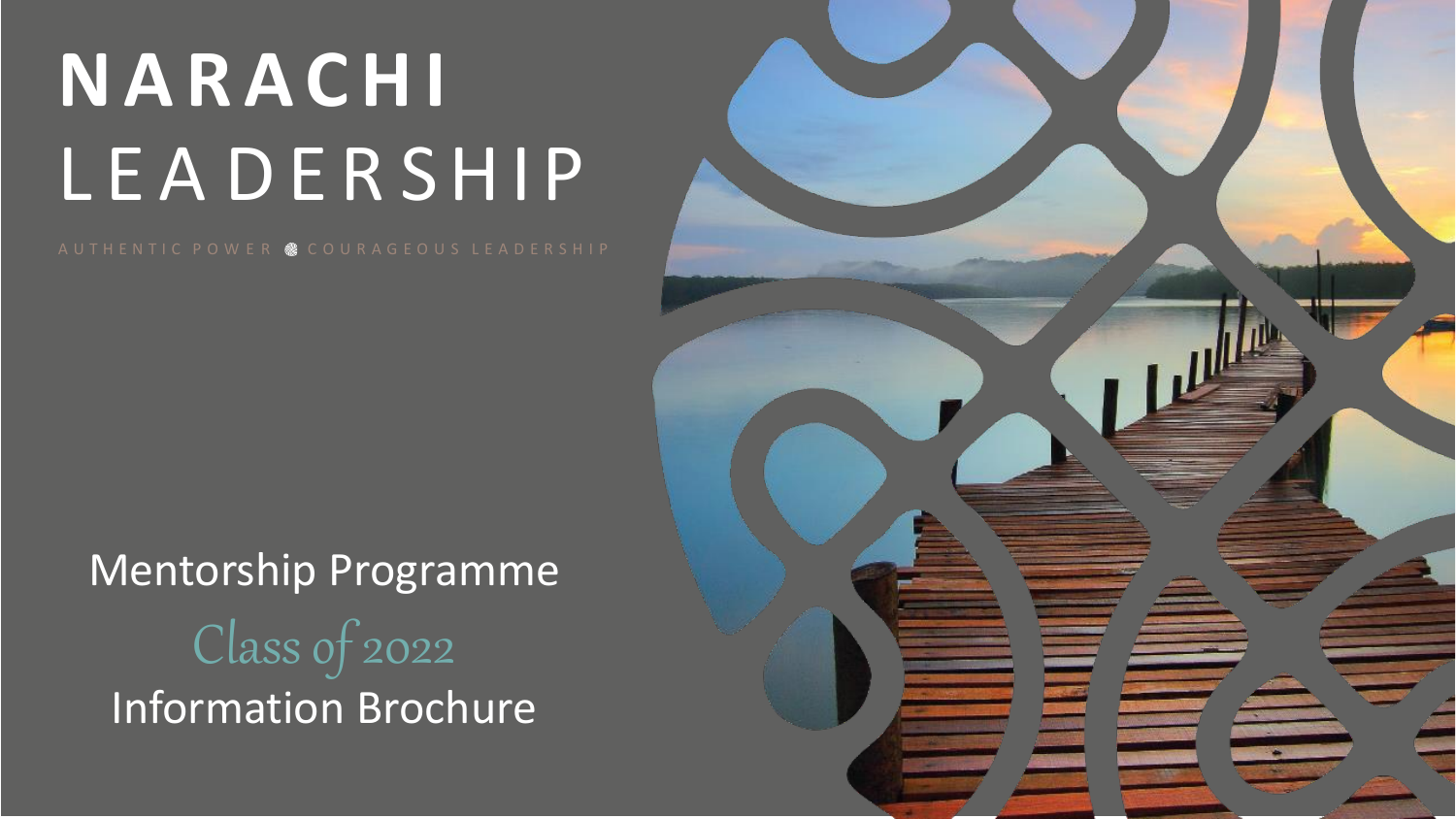# NARACHI LEADERSHIP

AUTHENTIC POWER · COURAGEOUS LEADERSHIP

## Mentorship Programme

*Class of 2022*

Information Brochure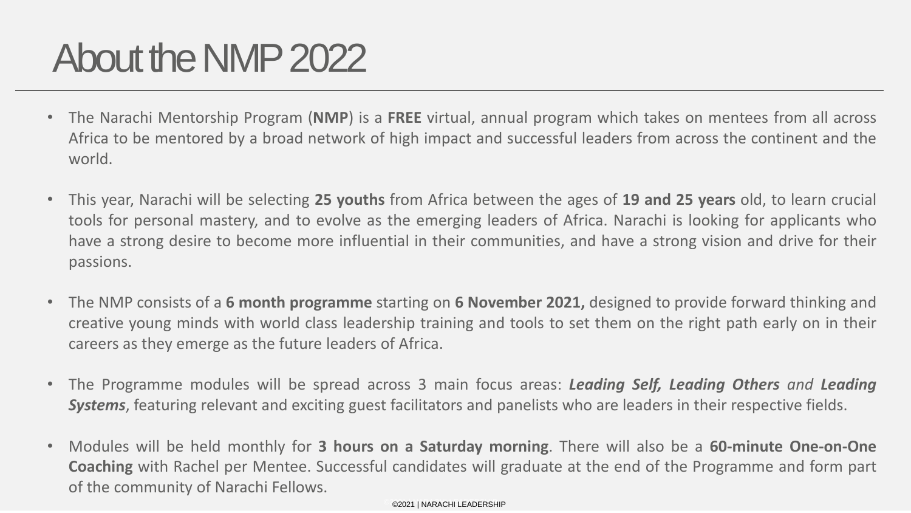# About the NMP 2022

- The Narachi Mentorship Program (**NMP**) is a **FREE** virtual, annual program which takes on mentees from all across Africa to be mentored by a broad network of high impact and successful leaders from across the continent and the world.

- This year, Narachi will be selecting **25 youths** from Africa between the ages of **19 and 25 years** old, to learn crucial tools for personal mastery, and to evolve as the emerging leaders of Africa. Narachi is looking for applicants who have a strong desire to become more influential in their communities, and have a strong vision and drive for their passions.

- The NMP consists of a **6 month programme** starting on **6 November 2021,** designed to provide forward thinking and creative young minds with world class leadership training and tools to set them on the right path early on in their careers as they emerge as the future leaders of Africa.

- The Programme modules will be spread across 3 main focus areas: ***Leading Self, Leading Others*** *and* ***Leading Systems***, featuring relevant and exciting guest facilitators and panelists who are leaders in their respective fields.

- Modules will be held monthly for **3 hours on a Saturday morning**. There will also be a **60-minute One-on-One Coaching** with Rachel per Mentee. Successful candidates will graduate at the end of the Programme and form part of the community of Narachi Fellows.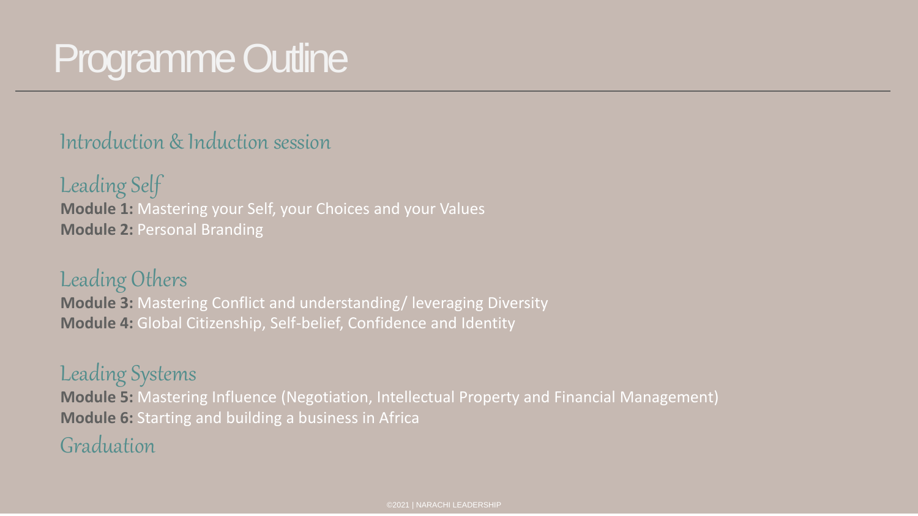# Programme Outline

## Introduction & Induction session

## Leading Self

**Module 1:** Mastering your Self, your Choices and your Values
**Module 2:** Personal Branding

## Leading Others

**Module 3:** Mastering Conflict and understanding/ leveraging Diversity
**Module 4:** Global Citizenship, Self-belief, Confidence and Identity

## Leading Systems

**Module 5:** Mastering Influence (Negotiation, Intellectual Property and Financial Management)
**Module 6:** Starting and building a business in Africa

## Graduation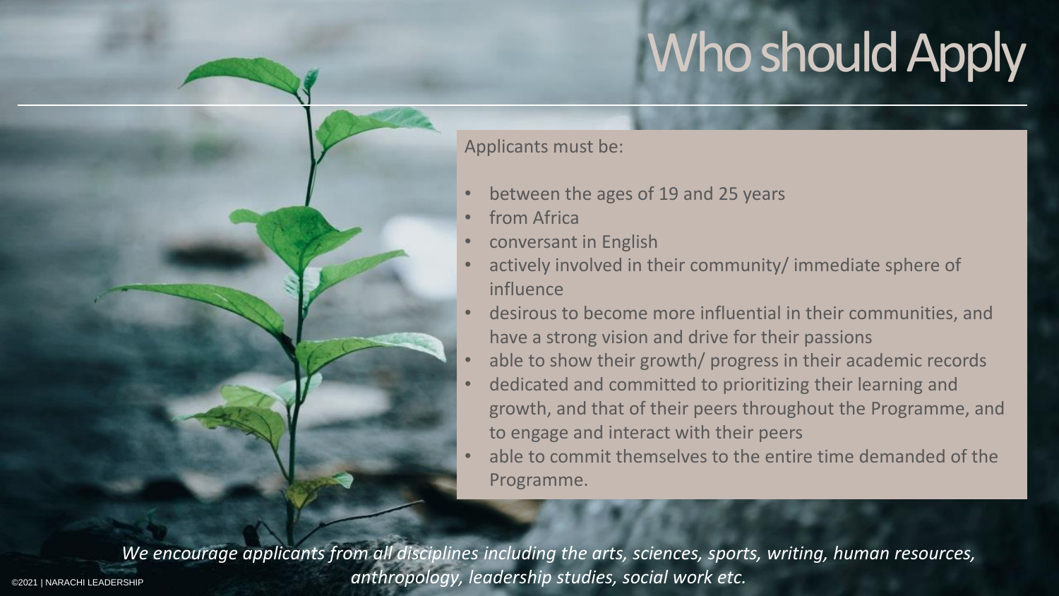# Who should Apply

Applicants must be:

- between the ages of 19 and 25 years
- from Africa
- conversant in English
- actively involved in their community/ immediate sphere of influence
- desirous to become more influential in their communities, and have a strong vision and drive for their passions
- able to show their growth/ progress in their academic records
- dedicated and committed to prioritizing their learning and growth, and that of their peers throughout the Programme, and to engage and interact with their peers
- able to commit themselves to the entire time demanded of the Programme.

*We encourage applicants from all disciplines including the arts, sciences, sports, writing, human resources, anthropology, leadership studies, social work etc.*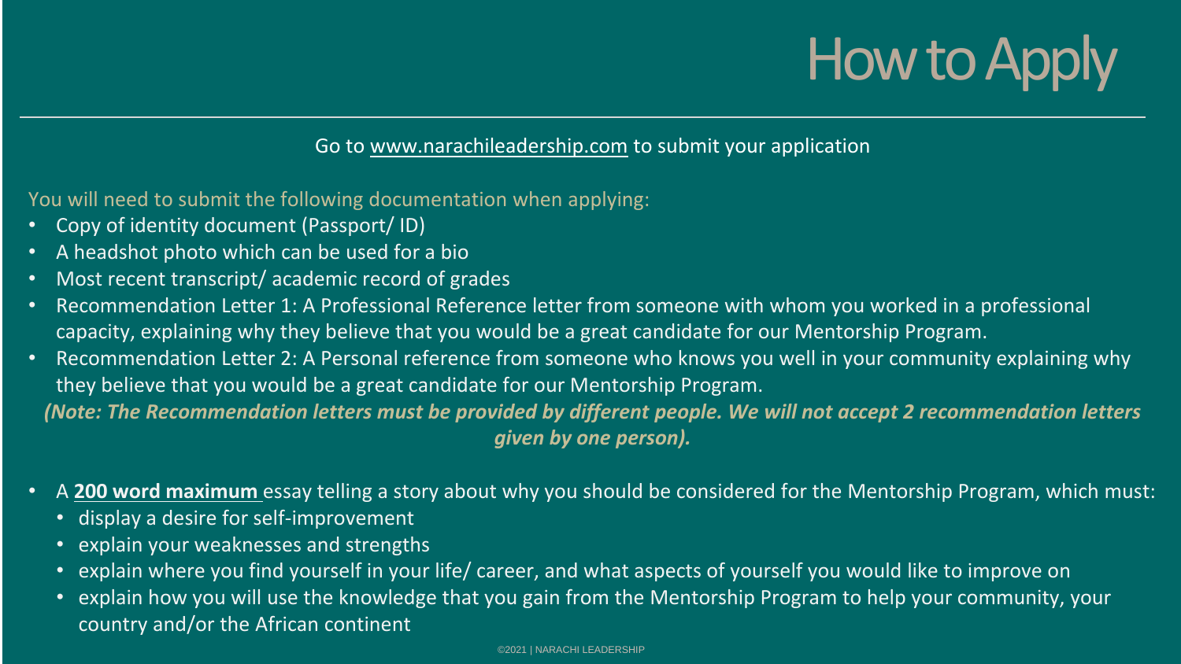# How to Apply

Go to [www.narachileadership.com](www.narachileadership.com) to submit your application

You will need to submit the following documentation when applying:

- Copy of identity document (Passport/ ID)
- A headshot photo which can be used for a bio
- Most recent transcript/ academic record of grades
- Recommendation Letter 1: A Professional Reference letter from someone with whom you worked in a professional capacity, explaining why they believe that you would be a great candidate for our Mentorship Program.
- Recommendation Letter 2: A Personal reference from someone who knows you well in your community explaining why they believe that you would be a great candidate for our Mentorship Program.

***(Note: The Recommendation letters must be provided by different people. We will not accept 2 recommendation letters given by one person).***

- A **200 word maximum** essay telling a story about why you should be considered for the Mentorship Program, which must:
  - display a desire for self-improvement
  - explain your weaknesses and strengths
  - explain where you find yourself in your life/ career, and what aspects of yourself you would like to improve on
  - explain how you will use the knowledge that you gain from the Mentorship Program to help your community, your country and/or the African continent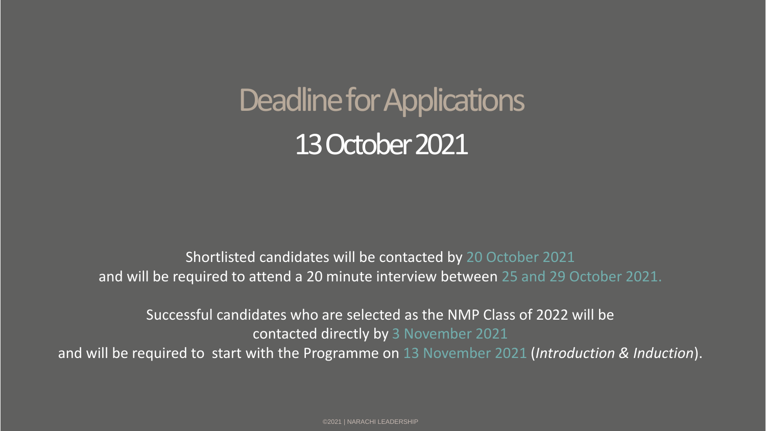# Deadline for Applications

## 13 October 2021

Shortlisted candidates will be contacted by 20 October 2021 and will be required to attend a 20 minute interview between 25 and 29 October 2021.

Successful candidates who are selected as the NMP Class of 2022 will be contacted directly by 3 November 2021 and will be required to start with the Programme on 13 November 2021 (*Introduction & Induction*).

©2021 | NARACHI LEADERSHIP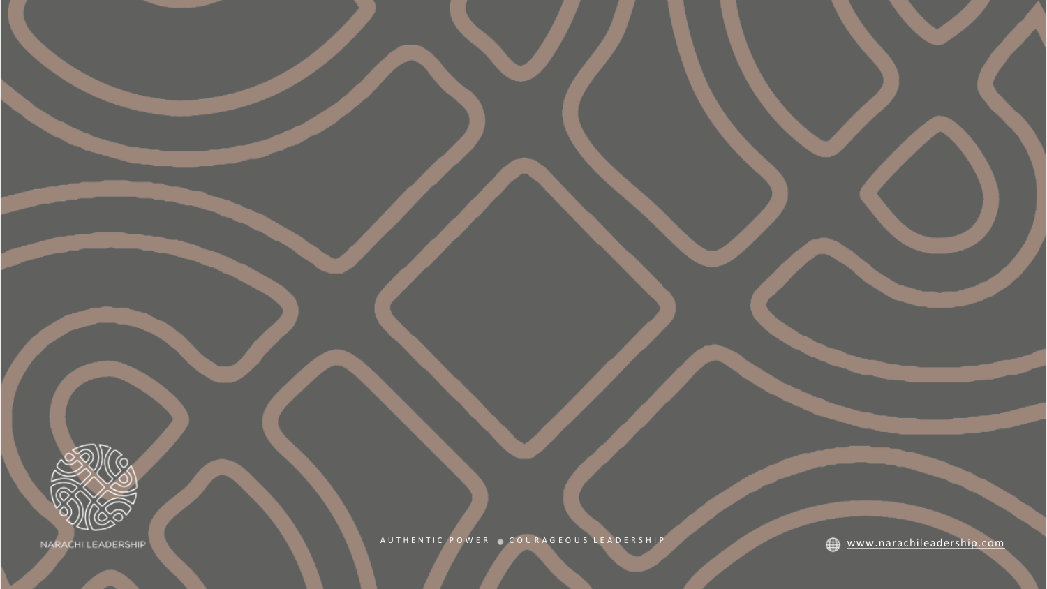NARACHI LEADERSHIP

AUTHENTIC POWER • COURAGEOUS LEADERSHIP

www.narachileadership.com